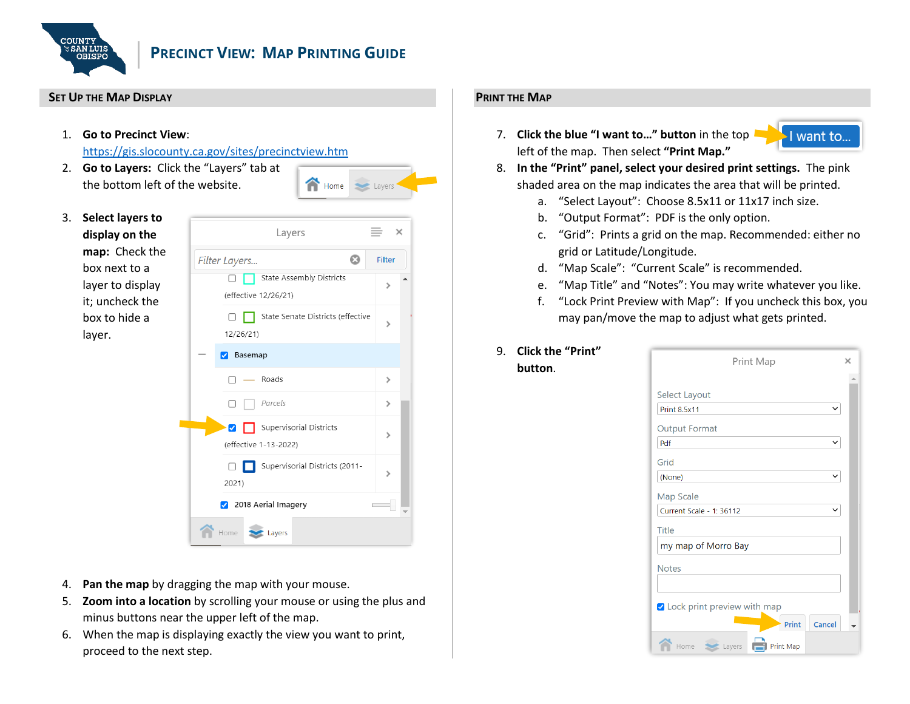# Precinct View: Map Printing Guide

## Set Up the Map Display

1. **Go to Precinct View**: https://gis.slocounty.ca.gov/sites/precinctview.htm
2. **Go to Layers:** Click the "Layers" tab at the bottom left of the website.
3. **Select layers to display on the map:** Check the box next to a layer to display it; uncheck the box to hide a layer.
4. **Pan the map** by dragging the map with your mouse.
5. **Zoom into a location** by scrolling your mouse or using the plus and minus buttons near the upper left of the map.
6. When the map is displaying exactly the view you want to print, proceed to the next step.

## Print the Map

7. **Click the blue "I want to…" button** in the top left of the map. Then select **"Print Map."**
8. **In the "Print" panel, select your desired print settings.** The pink shaded area on the map indicates the area that will be printed.
   a. "Select Layout": Choose 8.5x11 or 11x17 inch size.
   b. "Output Format": PDF is the only option.
   c. "Grid": Prints a grid on the map. Recommended: either no grid or Latitude/Longitude.
   d. "Map Scale": "Current Scale" is recommended.
   e. "Map Title" and "Notes": You may write whatever you like.
   f. "Lock Print Preview with Map": If you uncheck this box, you may pan/move the map to adjust what gets printed.
9. **Click the "Print" button.**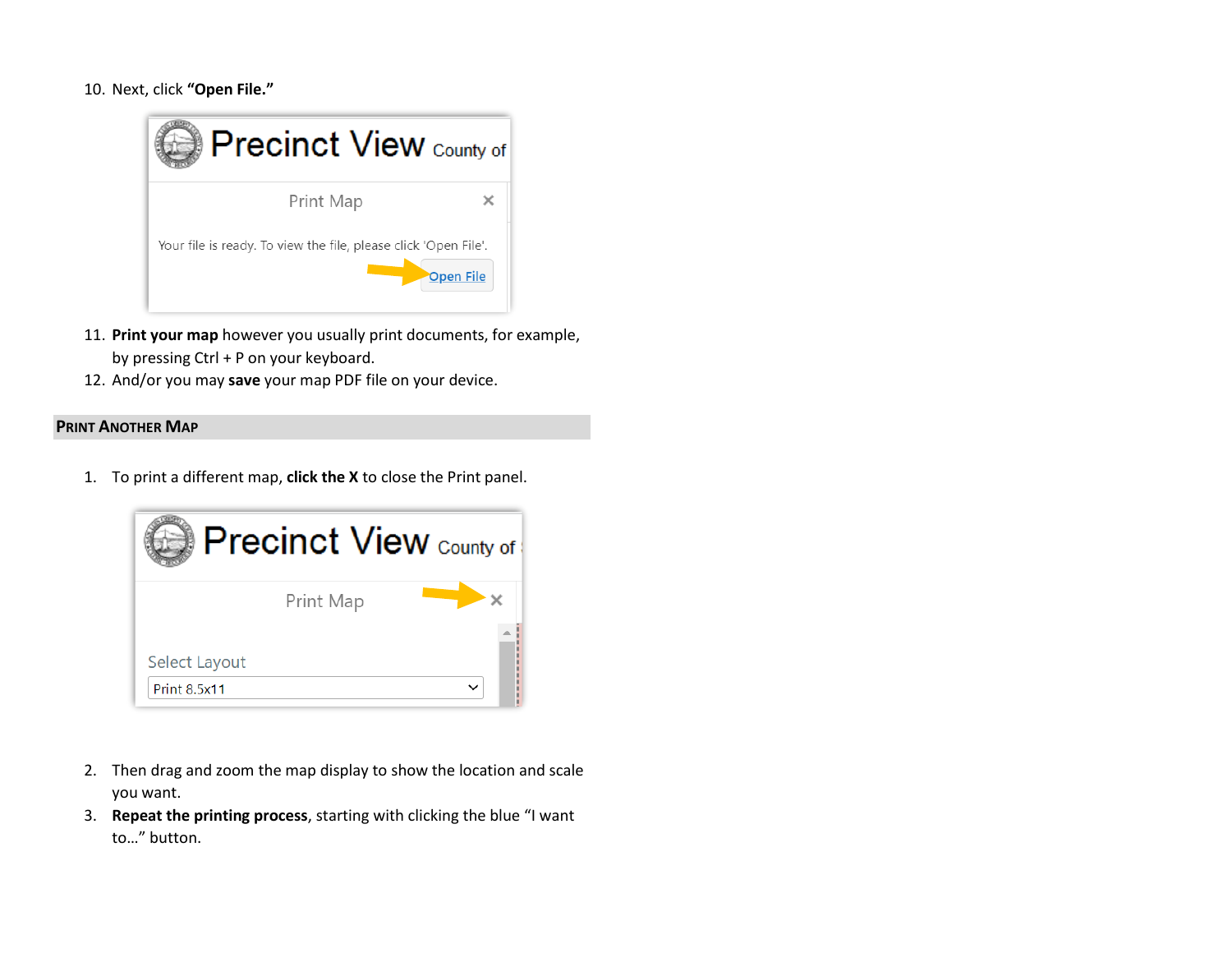10. Next, click **"Open File."**

11. **Print your map** however you usually print documents, for example, by pressing Ctrl + P on your keyboard.
12. And/or you may **save** your map PDF file on your device.

## Print Another Map

1. To print a different map, **click the X** to close the Print panel.

2. Then drag and zoom the map display to show the location and scale you want.
3. **Repeat the printing process**, starting with clicking the blue "I want to…" button.